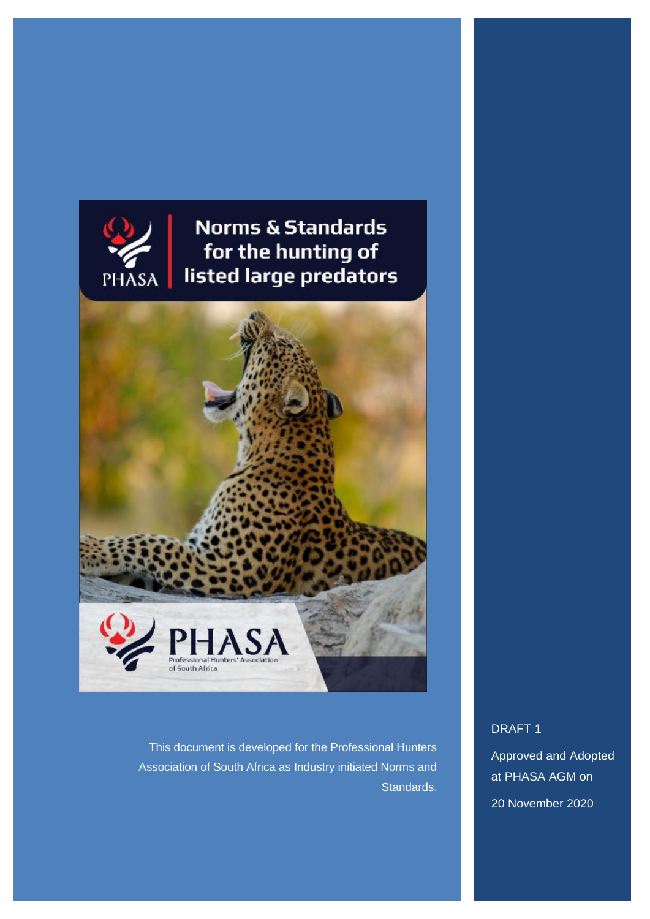# Norms & Standards for the hunting of listed large predators

PHASA

Professional Hunters' Association of South Africa

This document is developed for the Professional Hunters Association of South Africa as Industry initiated Norms and Standards.

DRAFT 1

Approved and Adopted at PHASA AGM on

20 November 2020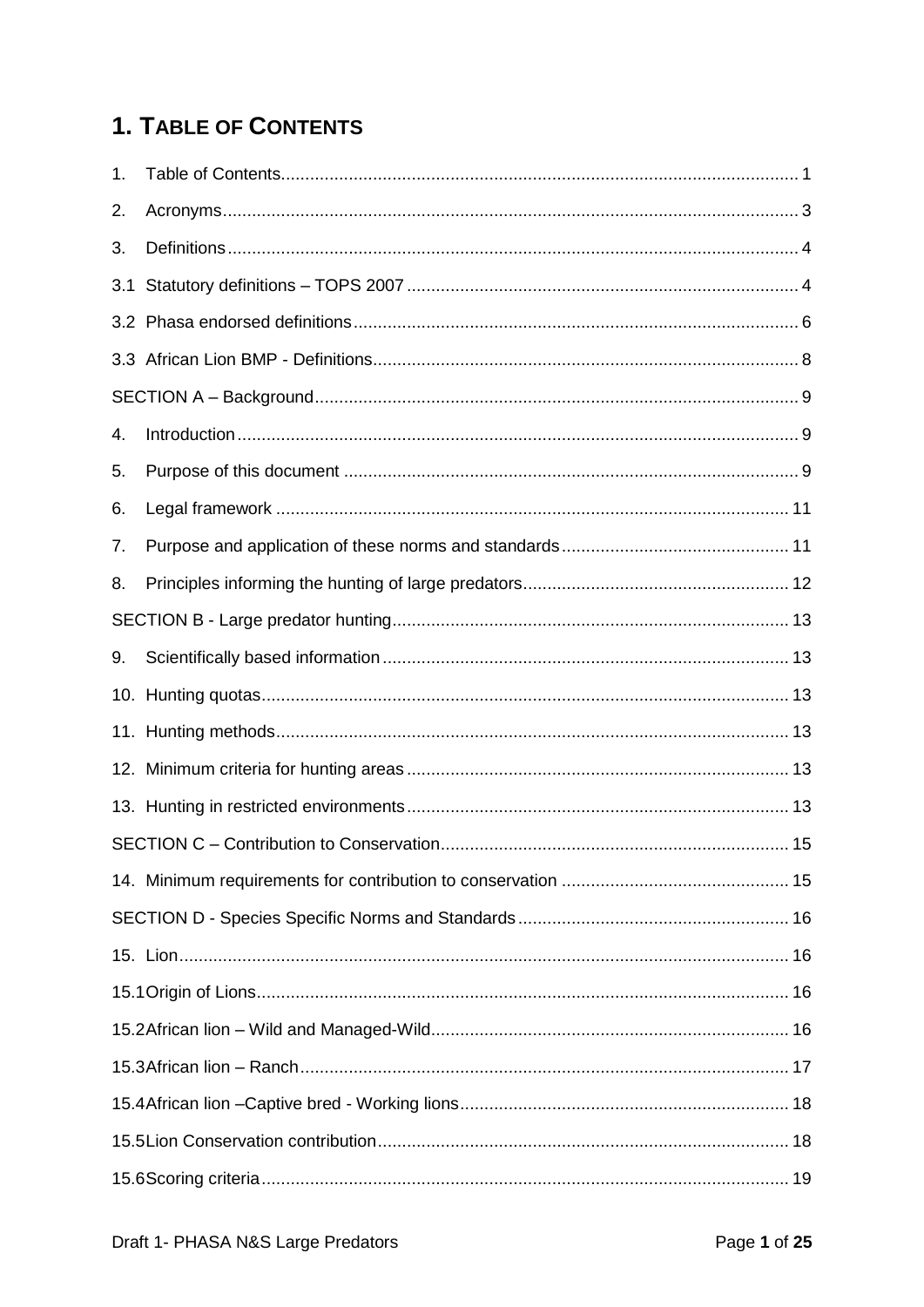# 1. Table of Contents

1. Table of Contents ........ 1
2. Acronyms ........ 3
3. Definitions ........ 4

3.1 Statutory definitions – TOPS 2007 ........ 4

3.2 Phasa endorsed definitions ........ 6

3.3 African Lion BMP - Definitions ........ 8

SECTION A – Background ........ 9

4. Introduction ........ 9
5. Purpose of this document ........ 9
6. Legal framework ........ 11
7. Purpose and application of these norms and standards ........ 11
8. Principles informing the hunting of large predators ........ 12

SECTION B - Large predator hunting ........ 13

9. Scientifically based information ........ 13
10. Hunting quotas ........ 13
11. Hunting methods ........ 13
12. Minimum criteria for hunting areas ........ 13
13. Hunting in restricted environments ........ 13

SECTION C – Contribution to Conservation ........ 15

14. Minimum requirements for contribution to conservation ........ 15

SECTION D - Species Specific Norms and Standards ........ 16

15. Lion ........ 16

15.1 Origin of Lions ........ 16

15.2 African lion – Wild and Managed-Wild ........ 16

15.3 African lion – Ranch ........ 17

15.4 African lion –Captive bred - Working lions ........ 18

15.5 Lion Conservation contribution ........ 18

15.6 Scoring criteria ........ 19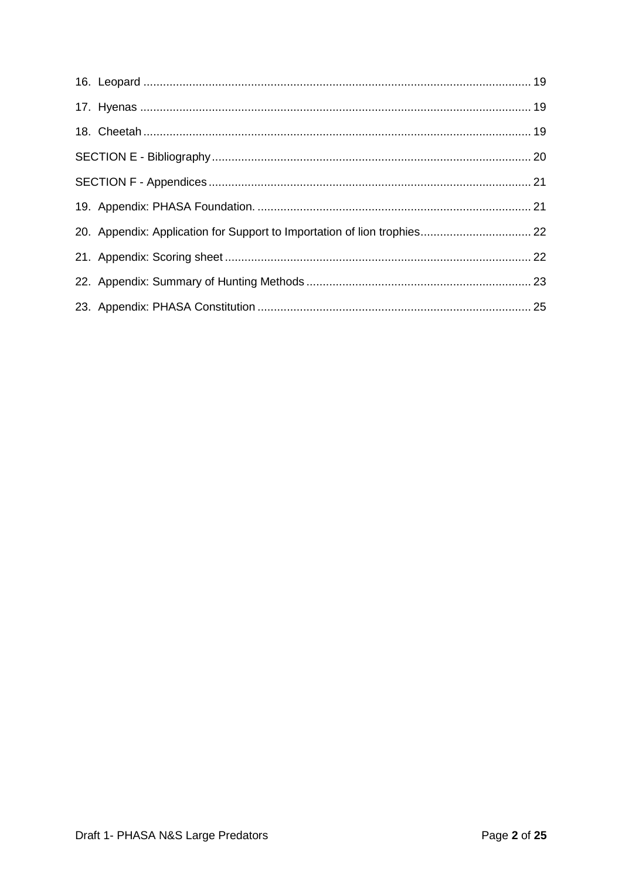16. Leopard ........................................................................................................................ 19

17. Hyenas ........................................................................................................................ 19

18. Cheetah ........................................................................................................................ 19

SECTION E - Bibliography .................................................................................................. 20

SECTION F - Appendices ................................................................................................... 21

19. Appendix: PHASA Foundation. .................................................................................... 21

20. Appendix: Application for Support to Importation of lion trophies .................................. 22

21. Appendix: Scoring sheet .............................................................................................. 22

22. Appendix: Summary of Hunting Methods ..................................................................... 23

23. Appendix: PHASA Constitution .................................................................................... 25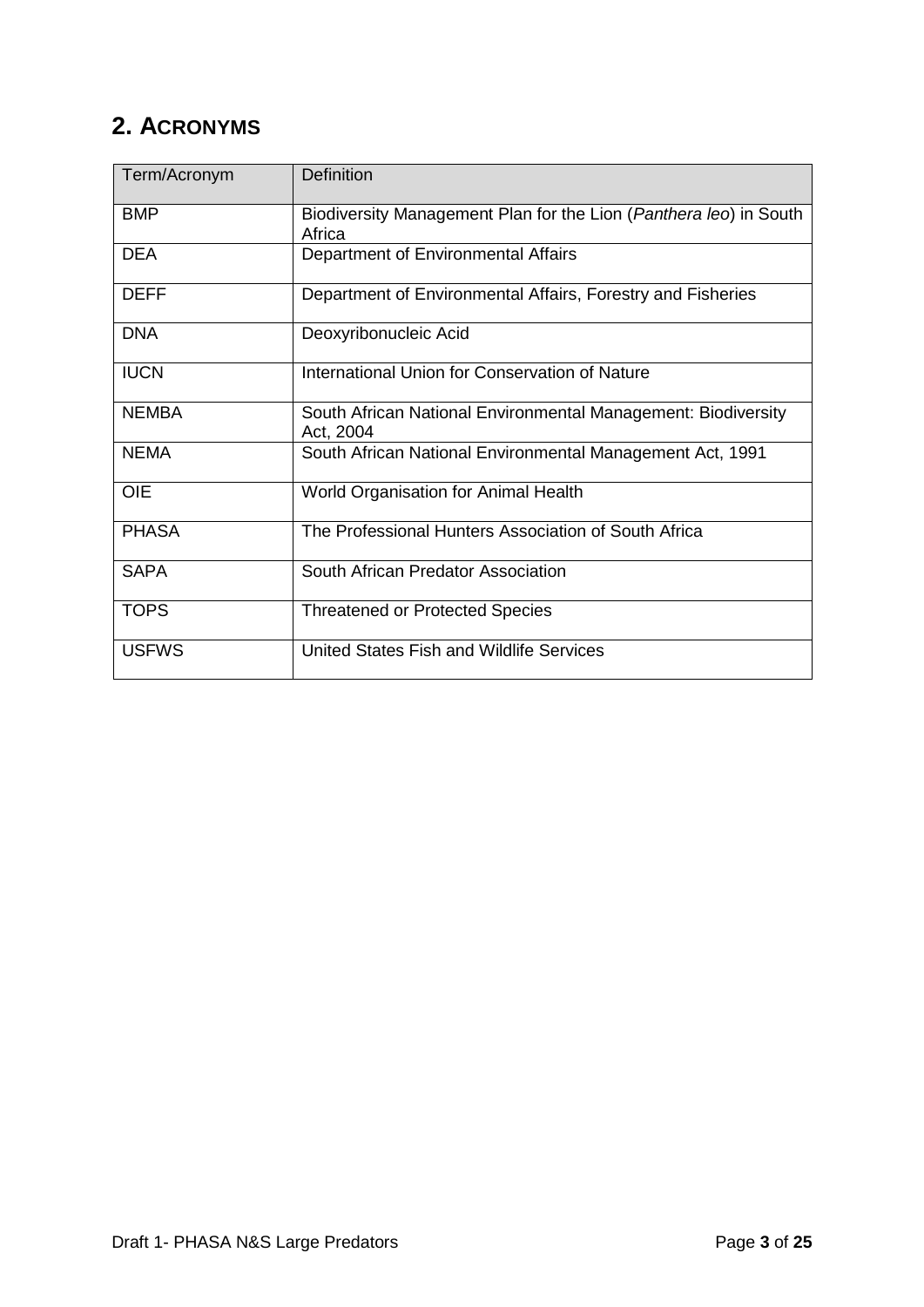## 2. ACRONYMS

| Term/Acronym | Definition |
|---|---|
| BMP | Biodiversity Management Plan for the Lion (*Panthera leo*) in South Africa |
| DEA | Department of Environmental Affairs |
| DEFF | Department of Environmental Affairs, Forestry and Fisheries |
| DNA | Deoxyribonucleic Acid |
| IUCN | International Union for Conservation of Nature |
| NEMBA | South African National Environmental Management: Biodiversity Act, 2004 |
| NEMA | South African National Environmental Management Act, 1991 |
| OIE | World Organisation for Animal Health |
| PHASA | The Professional Hunters Association of South Africa |
| SAPA | South African Predator Association |
| TOPS | Threatened or Protected Species |
| USFWS | United States Fish and Wildlife Services |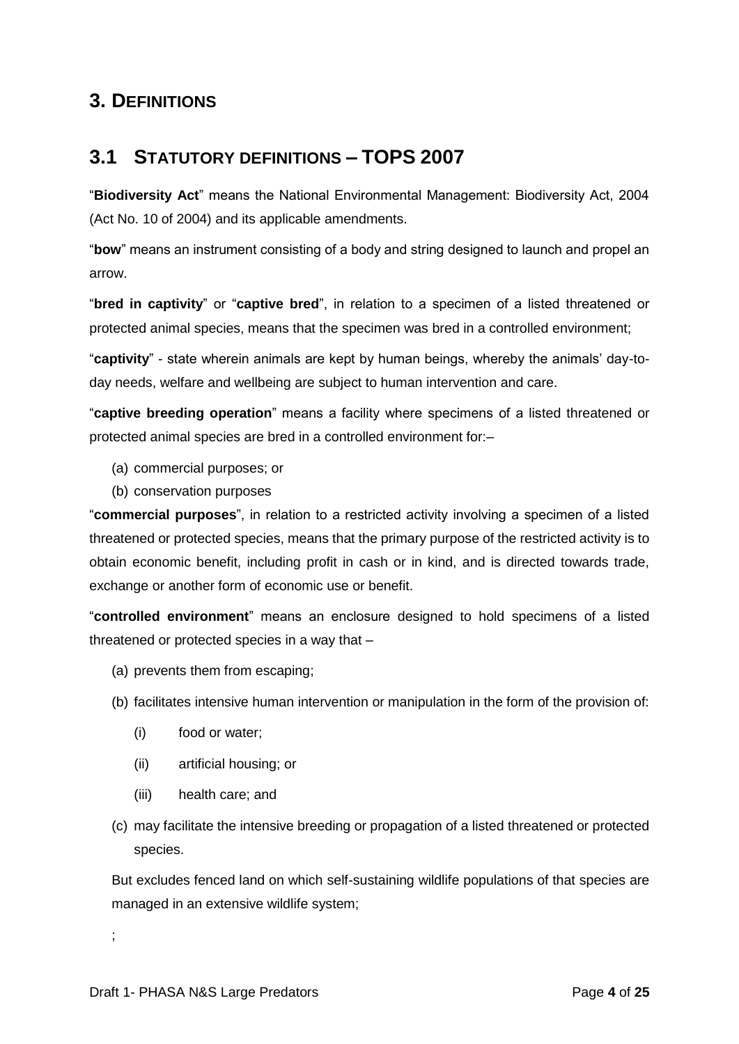## 3. DEFINITIONS

## 3.1 STATUTORY DEFINITIONS – TOPS 2007

"**Biodiversity Act**" means the National Environmental Management: Biodiversity Act, 2004 (Act No. 10 of 2004) and its applicable amendments.

"**bow**" means an instrument consisting of a body and string designed to launch and propel an arrow.

"**bred in captivity**" or "**captive bred**", in relation to a specimen of a listed threatened or protected animal species, means that the specimen was bred in a controlled environment;

"**captivity**" - state wherein animals are kept by human beings, whereby the animals' day-to-day needs, welfare and wellbeing are subject to human intervention and care.

"**captive breeding operation**" means a facility where specimens of a listed threatened or protected animal species are bred in a controlled environment for:–

(a) commercial purposes; or
(b) conservation purposes

"**commercial purposes**", in relation to a restricted activity involving a specimen of a listed threatened or protected species, means that the primary purpose of the restricted activity is to obtain economic benefit, including profit in cash or in kind, and is directed towards trade, exchange or another form of economic use or benefit.

"**controlled environment**" means an enclosure designed to hold specimens of a listed threatened or protected species in a way that –

(a) prevents them from escaping;
(b) facilitates intensive human intervention or manipulation in the form of the provision of:
    (i) food or water;
    (ii) artificial housing; or
    (iii) health care; and
(c) may facilitate the intensive breeding or propagation of a listed threatened or protected species.

But excludes fenced land on which self-sustaining wildlife populations of that species are managed in an extensive wildlife system;

;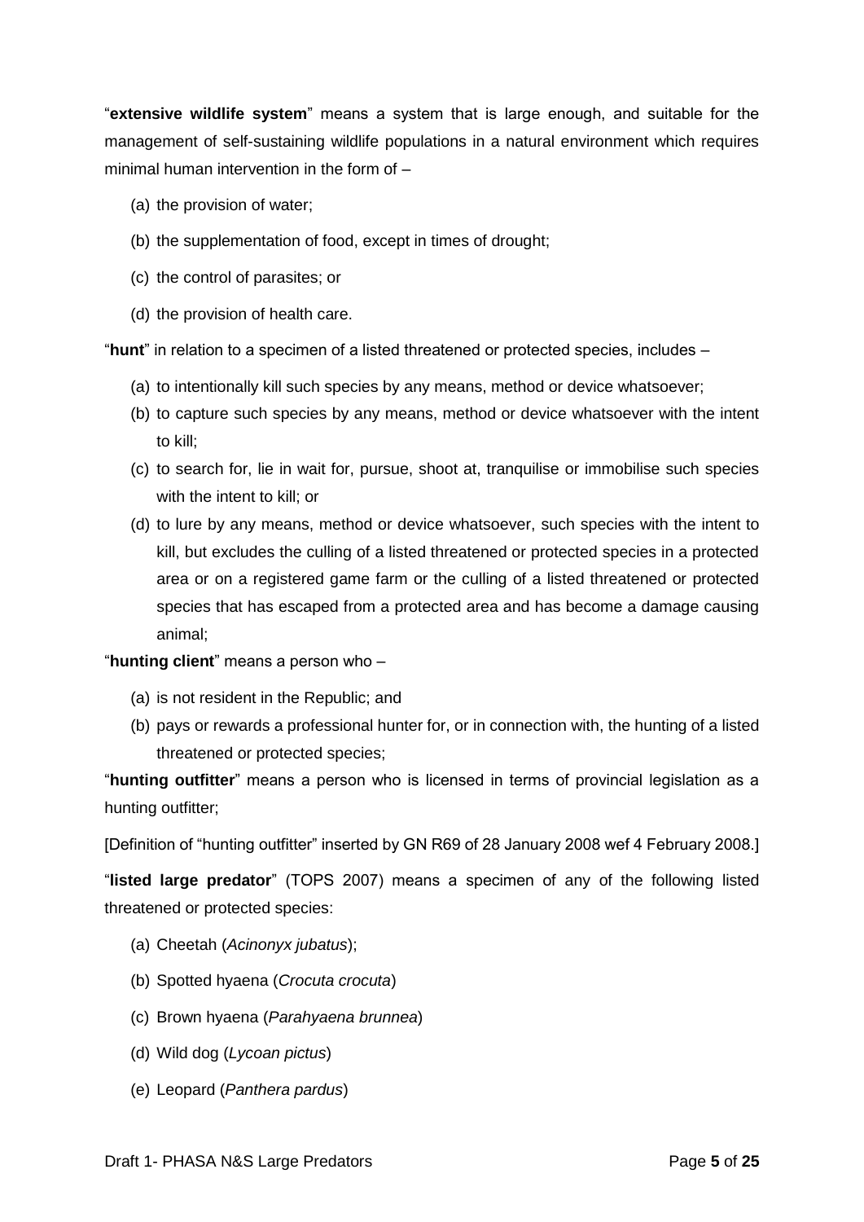"**extensive wildlife system**" means a system that is large enough, and suitable for the management of self-sustaining wildlife populations in a natural environment which requires minimal human intervention in the form of –

(a) the provision of water;

(b) the supplementation of food, except in times of drought;

(c) the control of parasites; or

(d) the provision of health care.

"**hunt**" in relation to a specimen of a listed threatened or protected species, includes –

(a) to intentionally kill such species by any means, method or device whatsoever;

(b) to capture such species by any means, method or device whatsoever with the intent to kill;

(c) to search for, lie in wait for, pursue, shoot at, tranquilise or immobilise such species with the intent to kill; or

(d) to lure by any means, method or device whatsoever, such species with the intent to kill, but excludes the culling of a listed threatened or protected species in a protected area or on a registered game farm or the culling of a listed threatened or protected species that has escaped from a protected area and has become a damage causing animal;

"**hunting client**" means a person who –

(a) is not resident in the Republic; and

(b) pays or rewards a professional hunter for, or in connection with, the hunting of a listed threatened or protected species;

"**hunting outfitter**" means a person who is licensed in terms of provincial legislation as a hunting outfitter;

[Definition of "hunting outfitter" inserted by GN R69 of 28 January 2008 wef 4 February 2008.]

"**listed large predator**" (TOPS 2007) means a specimen of any of the following listed threatened or protected species:

(a) Cheetah (*Acinonyx jubatus*);

(b) Spotted hyaena (*Crocuta crocuta*)

(c) Brown hyaena (*Parahyaena brunnea*)

(d) Wild dog (*Lycoan pictus*)

(e) Leopard (*Panthera pardus*)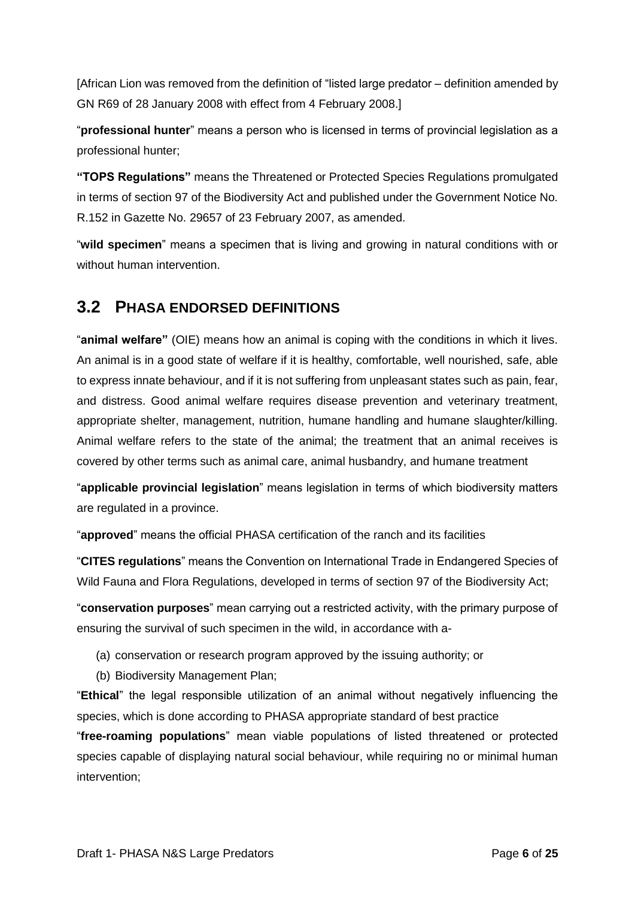[African Lion was removed from the definition of "listed large predator – definition amended by GN R69 of 28 January 2008 with effect from 4 February 2008.]

"**professional hunter**" means a person who is licensed in terms of provincial legislation as a professional hunter;

**"TOPS Regulations"** means the Threatened or Protected Species Regulations promulgated in terms of section 97 of the Biodiversity Act and published under the Government Notice No. R.152 in Gazette No. 29657 of 23 February 2007, as amended.

"**wild specimen**" means a specimen that is living and growing in natural conditions with or without human intervention.

## 3.2 PHASA ENDORSED DEFINITIONS

"**animal welfare"** (OIE) means how an animal is coping with the conditions in which it lives. An animal is in a good state of welfare if it is healthy, comfortable, well nourished, safe, able to express innate behaviour, and if it is not suffering from unpleasant states such as pain, fear, and distress. Good animal welfare requires disease prevention and veterinary treatment, appropriate shelter, management, nutrition, humane handling and humane slaughter/killing. Animal welfare refers to the state of the animal; the treatment that an animal receives is covered by other terms such as animal care, animal husbandry, and humane treatment

"**applicable provincial legislation**" means legislation in terms of which biodiversity matters are regulated in a province.

"**approved**" means the official PHASA certification of the ranch and its facilities

"**CITES regulations**" means the Convention on International Trade in Endangered Species of Wild Fauna and Flora Regulations, developed in terms of section 97 of the Biodiversity Act;

"**conservation purposes**" mean carrying out a restricted activity, with the primary purpose of ensuring the survival of such specimen in the wild, in accordance with a-

(a) conservation or research program approved by the issuing authority; or

(b) Biodiversity Management Plan;

"**Ethical**" the legal responsible utilization of an animal without negatively influencing the species, which is done according to PHASA appropriate standard of best practice

"**free-roaming populations**" mean viable populations of listed threatened or protected species capable of displaying natural social behaviour, while requiring no or minimal human intervention;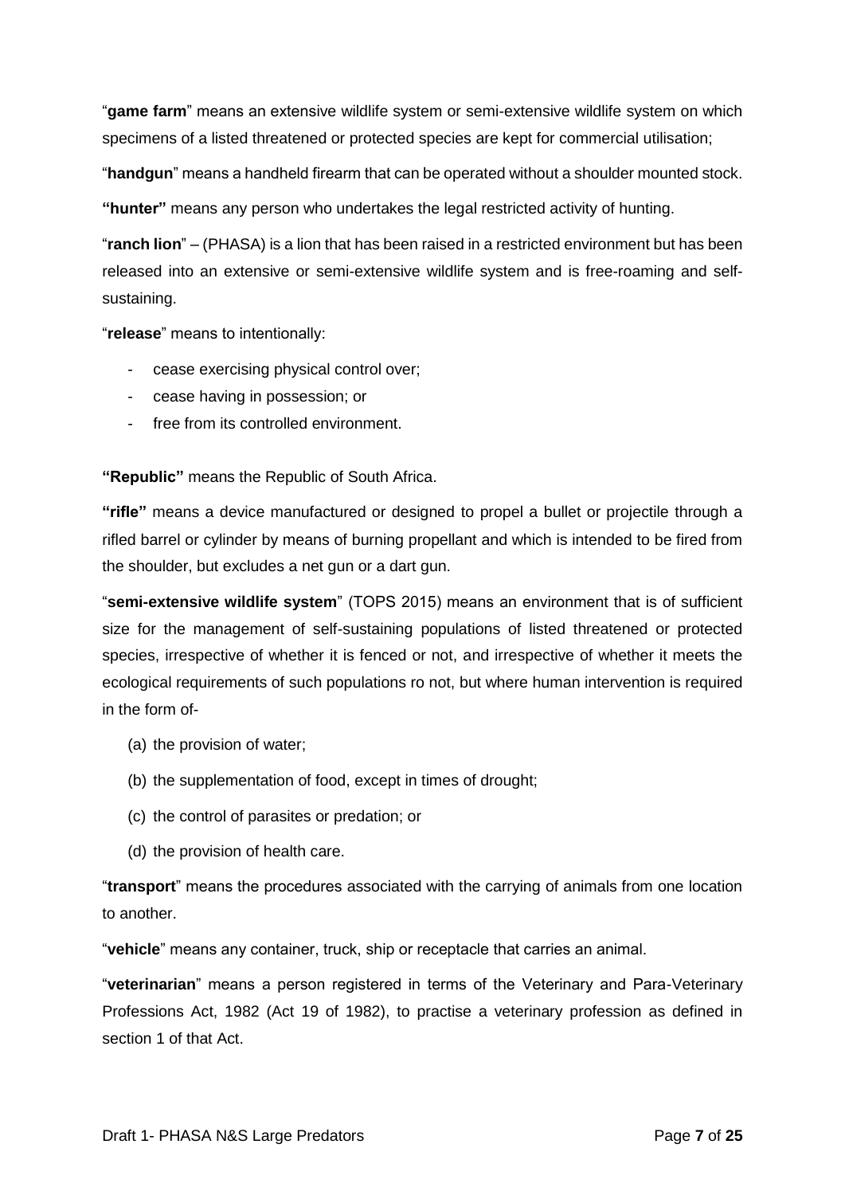"**game farm**" means an extensive wildlife system or semi-extensive wildlife system on which specimens of a listed threatened or protected species are kept for commercial utilisation;

"**handgun**" means a handheld firearm that can be operated without a shoulder mounted stock.

**"hunter"** means any person who undertakes the legal restricted activity of hunting.

"**ranch lion**" – (PHASA) is a lion that has been raised in a restricted environment but has been released into an extensive or semi-extensive wildlife system and is free-roaming and self-sustaining.

"**release**" means to intentionally:

- cease exercising physical control over;
- cease having in possession; or
- free from its controlled environment.

**"Republic"** means the Republic of South Africa.

**"rifle"** means a device manufactured or designed to propel a bullet or projectile through a rifled barrel or cylinder by means of burning propellant and which is intended to be fired from the shoulder, but excludes a net gun or a dart gun.

"**semi-extensive wildlife system**" (TOPS 2015) means an environment that is of sufficient size for the management of self-sustaining populations of listed threatened or protected species, irrespective of whether it is fenced or not, and irrespective of whether it meets the ecological requirements of such populations ro not, but where human intervention is required in the form of-

(a) the provision of water;

(b) the supplementation of food, except in times of drought;

(c) the control of parasites or predation; or

(d) the provision of health care.

"**transport**" means the procedures associated with the carrying of animals from one location to another.

"**vehicle**" means any container, truck, ship or receptacle that carries an animal.

"**veterinarian**" means a person registered in terms of the Veterinary and Para-Veterinary Professions Act, 1982 (Act 19 of 1982), to practise a veterinary profession as defined in section 1 of that Act.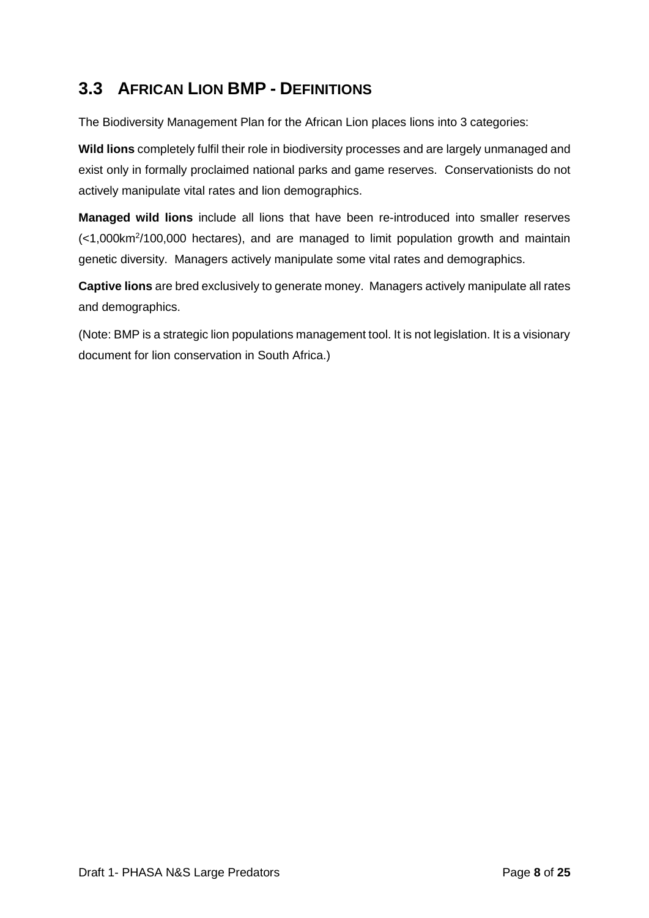## 3.3 AFRICAN LION BMP - DEFINITIONS

The Biodiversity Management Plan for the African Lion places lions into 3 categories:

**Wild lions** completely fulfil their role in biodiversity processes and are largely unmanaged and exist only in formally proclaimed national parks and game reserves. Conservationists do not actively manipulate vital rates and lion demographics.

**Managed wild lions** include all lions that have been re-introduced into smaller reserves (<1,000km$^2$/100,000 hectares), and are managed to limit population growth and maintain genetic diversity. Managers actively manipulate some vital rates and demographics.

**Captive lions** are bred exclusively to generate money. Managers actively manipulate all rates and demographics.

(Note: BMP is a strategic lion populations management tool. It is not legislation. It is a visionary document for lion conservation in South Africa.)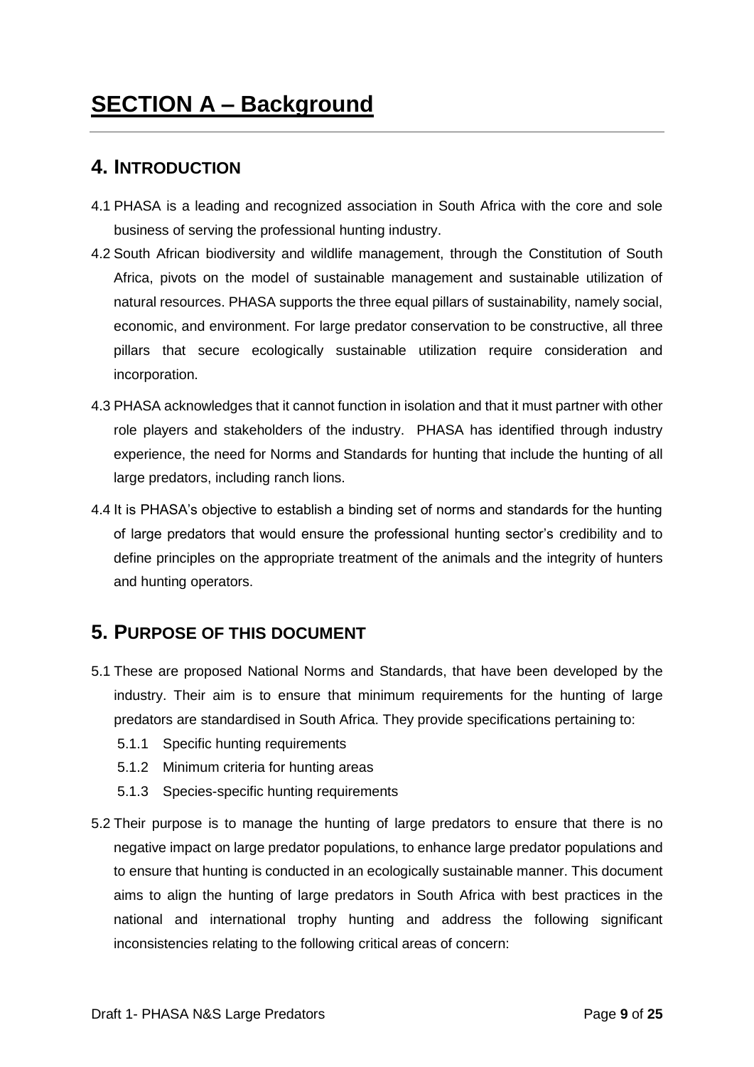# SECTION A – Background

## 4. INTRODUCTION

4.1 PHASA is a leading and recognized association in South Africa with the core and sole business of serving the professional hunting industry.

4.2 South African biodiversity and wildlife management, through the Constitution of South Africa, pivots on the model of sustainable management and sustainable utilization of natural resources. PHASA supports the three equal pillars of sustainability, namely social, economic, and environment. For large predator conservation to be constructive, all three pillars that secure ecologically sustainable utilization require consideration and incorporation.

4.3 PHASA acknowledges that it cannot function in isolation and that it must partner with other role players and stakeholders of the industry. PHASA has identified through industry experience, the need for Norms and Standards for hunting that include the hunting of all large predators, including ranch lions.

4.4 It is PHASA's objective to establish a binding set of norms and standards for the hunting of large predators that would ensure the professional hunting sector's credibility and to define principles on the appropriate treatment of the animals and the integrity of hunters and hunting operators.

## 5. PURPOSE OF THIS DOCUMENT

5.1 These are proposed National Norms and Standards, that have been developed by the industry. Their aim is to ensure that minimum requirements for the hunting of large predators are standardised in South Africa. They provide specifications pertaining to:

- 5.1.1 Specific hunting requirements
- 5.1.2 Minimum criteria for hunting areas
- 5.1.3 Species-specific hunting requirements

5.2 Their purpose is to manage the hunting of large predators to ensure that there is no negative impact on large predator populations, to enhance large predator populations and to ensure that hunting is conducted in an ecologically sustainable manner. This document aims to align the hunting of large predators in South Africa with best practices in the national and international trophy hunting and address the following significant inconsistencies relating to the following critical areas of concern: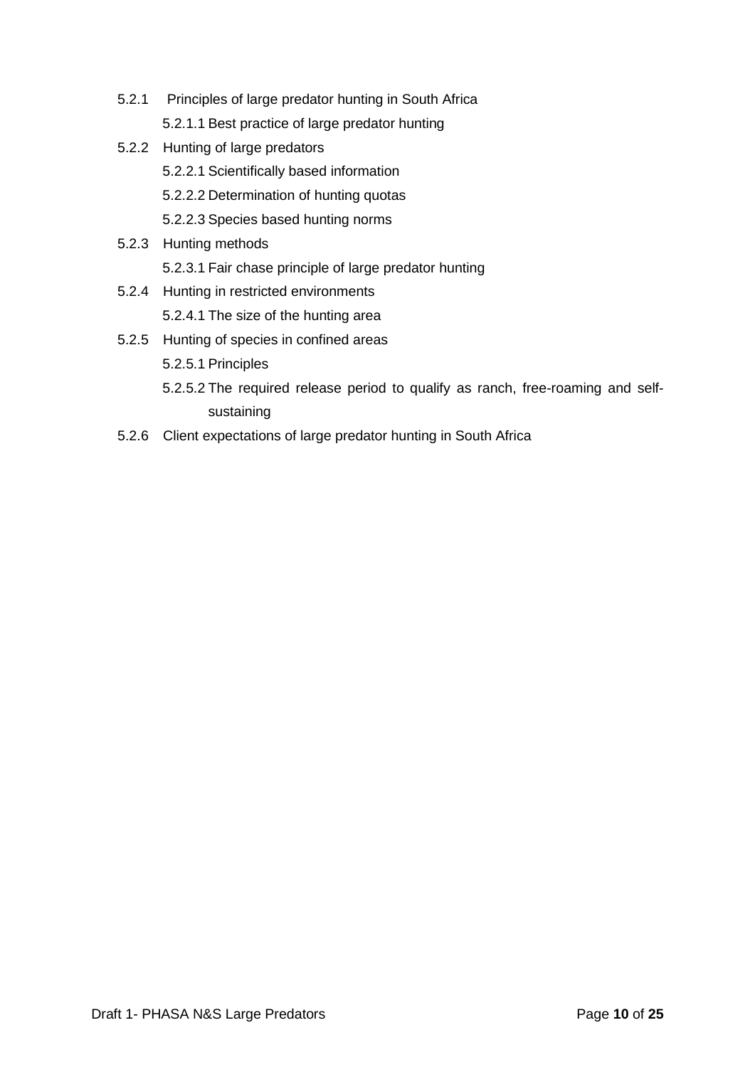- 5.2.1 Principles of large predator hunting in South Africa
    - 5.2.1.1 Best practice of large predator hunting
- 5.2.2 Hunting of large predators
    - 5.2.2.1 Scientifically based information
    - 5.2.2.2 Determination of hunting quotas
    - 5.2.2.3 Species based hunting norms
- 5.2.3 Hunting methods
    - 5.2.3.1 Fair chase principle of large predator hunting
- 5.2.4 Hunting in restricted environments
    - 5.2.4.1 The size of the hunting area
- 5.2.5 Hunting of species in confined areas
    - 5.2.5.1 Principles
    - 5.2.5.2 The required release period to qualify as ranch, free-roaming and self-sustaining
- 5.2.6 Client expectations of large predator hunting in South Africa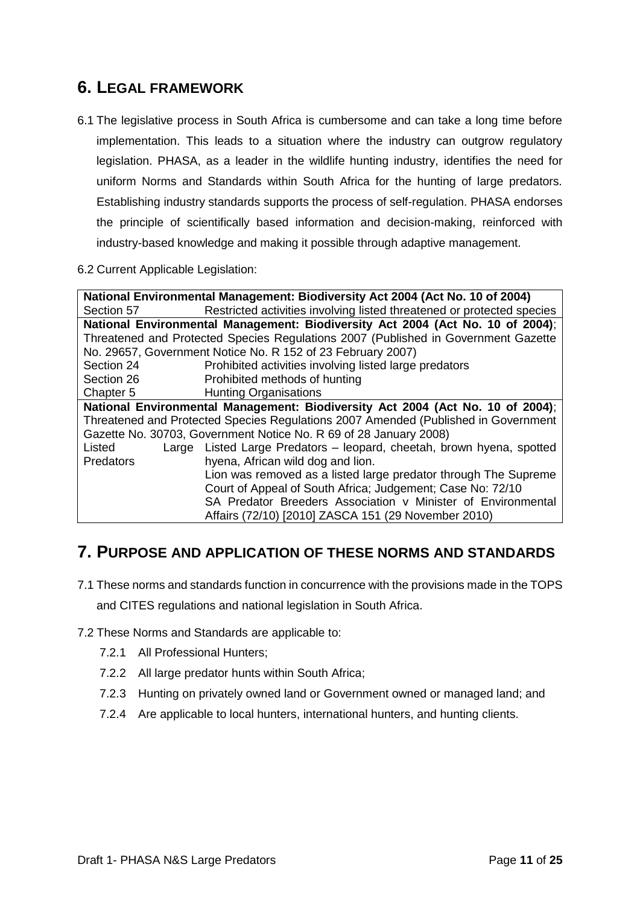## 6. LEGAL FRAMEWORK

6.1 The legislative process in South Africa is cumbersome and can take a long time before implementation. This leads to a situation where the industry can outgrow regulatory legislation. PHASA, as a leader in the wildlife hunting industry, identifies the need for uniform Norms and Standards within South Africa for the hunting of large predators. Establishing industry standards supports the process of self-regulation. PHASA endorses the principle of scientifically based information and decision-making, reinforced with industry-based knowledge and making it possible through adaptive management.

6.2 Current Applicable Legislation:

| **National Environmental Management: Biodiversity Act 2004 (Act No. 10 of 2004)** | |
|---|---|
| Section 57 | Restricted activities involving listed threatened or protected species |
| **National Environmental Management: Biodiversity Act 2004 (Act No. 10 of 2004)**; Threatened and Protected Species Regulations 2007 (Published in Government Gazette No. 29657, Government Notice No. R 152 of 23 February 2007) | |
| Section 24 | Prohibited activities involving listed large predators |
| Section 26 | Prohibited methods of hunting |
| Chapter 5 | Hunting Organisations |
| **National Environmental Management: Biodiversity Act 2004 (Act No. 10 of 2004)**; Threatened and Protected Species Regulations 2007 Amended (Published in Government Gazette No. 30703, Government Notice No. R 69 of 28 January 2008) | |
| Listed Large Predators | Listed Large Predators – leopard, cheetah, brown hyena, spotted hyena, African wild dog and lion.<br>Lion was removed as a listed large predator through The Supreme Court of Appeal of South Africa; Judgement; Case No: 72/10<br>SA Predator Breeders Association v Minister of Environmental Affairs (72/10) [2010] ZASCA 151 (29 November 2010) |

## 7. PURPOSE AND APPLICATION OF THESE NORMS AND STANDARDS

7.1 These norms and standards function in concurrence with the provisions made in the TOPS and CITES regulations and national legislation in South Africa.

7.2 These Norms and Standards are applicable to:

- 7.2.1 All Professional Hunters;
- 7.2.2 All large predator hunts within South Africa;
- 7.2.3 Hunting on privately owned land or Government owned or managed land; and
- 7.2.4 Are applicable to local hunters, international hunters, and hunting clients.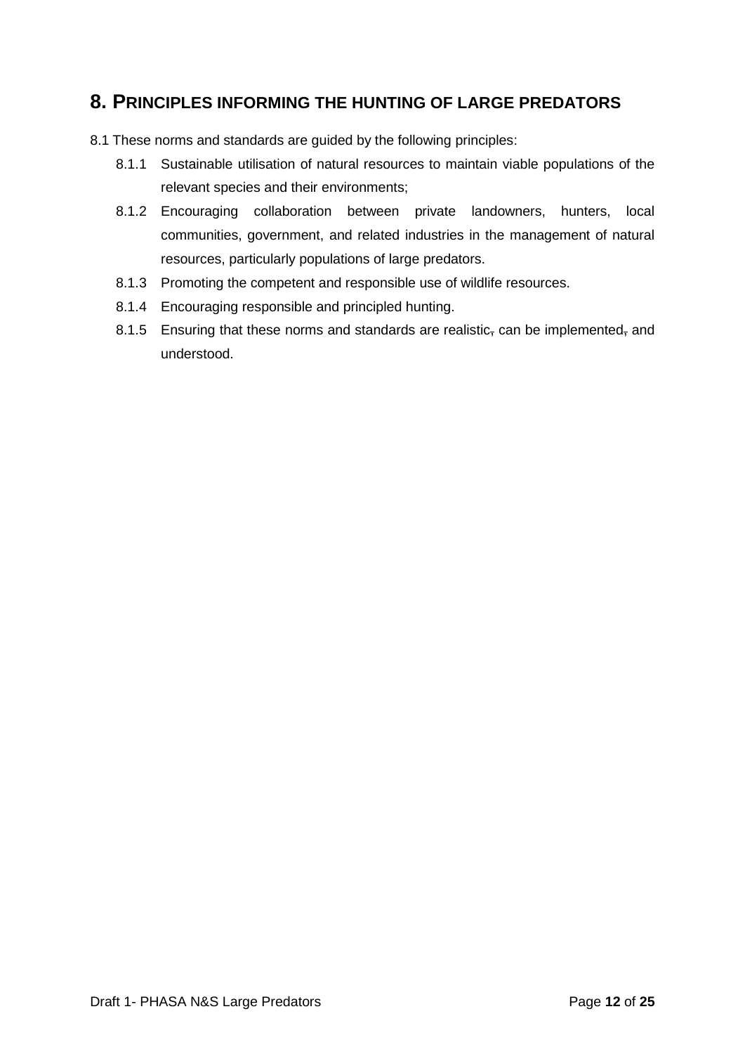## 8. PRINCIPLES INFORMING THE HUNTING OF LARGE PREDATORS

8.1 These norms and standards are guided by the following principles:

- 8.1.1 Sustainable utilisation of natural resources to maintain viable populations of the relevant species and their environments;
- 8.1.2 Encouraging collaboration between private landowners, hunters, local communities, government, and related industries in the management of natural resources, particularly populations of large predators.
- 8.1.3 Promoting the competent and responsible use of wildlife resources.
- 8.1.4 Encouraging responsible and principled hunting.
- 8.1.5 Ensuring that these norms and standards are realistic~~,~~ can be implemented~~,~~ and understood.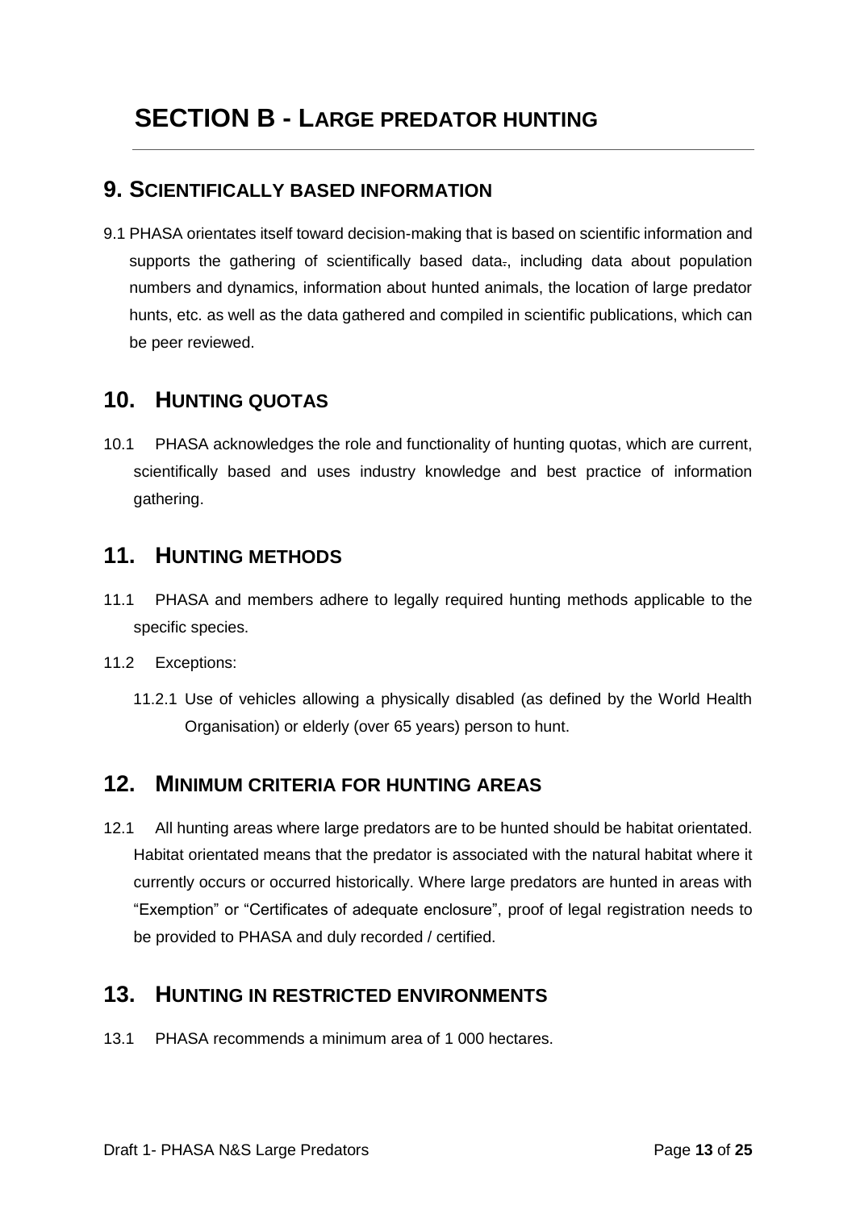# SECTION B - LARGE PREDATOR HUNTING

## 9. SCIENTIFICALLY BASED INFORMATION

9.1 PHASA orientates itself toward decision-making that is based on scientific information and supports the gathering of scientifically based data., including data about population numbers and dynamics, information about hunted animals, the location of large predator hunts, etc. as well as the data gathered and compiled in scientific publications, which can be peer reviewed.

## 10. HUNTING QUOTAS

10.1 PHASA acknowledges the role and functionality of hunting quotas, which are current, scientifically based and uses industry knowledge and best practice of information gathering.

## 11. HUNTING METHODS

11.1 PHASA and members adhere to legally required hunting methods applicable to the specific species.

11.2 Exceptions:

11.2.1 Use of vehicles allowing a physically disabled (as defined by the World Health Organisation) or elderly (over 65 years) person to hunt.

## 12. MINIMUM CRITERIA FOR HUNTING AREAS

12.1 All hunting areas where large predators are to be hunted should be habitat orientated. Habitat orientated means that the predator is associated with the natural habitat where it currently occurs or occurred historically. Where large predators are hunted in areas with "Exemption" or "Certificates of adequate enclosure", proof of legal registration needs to be provided to PHASA and duly recorded / certified.

## 13. HUNTING IN RESTRICTED ENVIRONMENTS

13.1 PHASA recommends a minimum area of 1 000 hectares.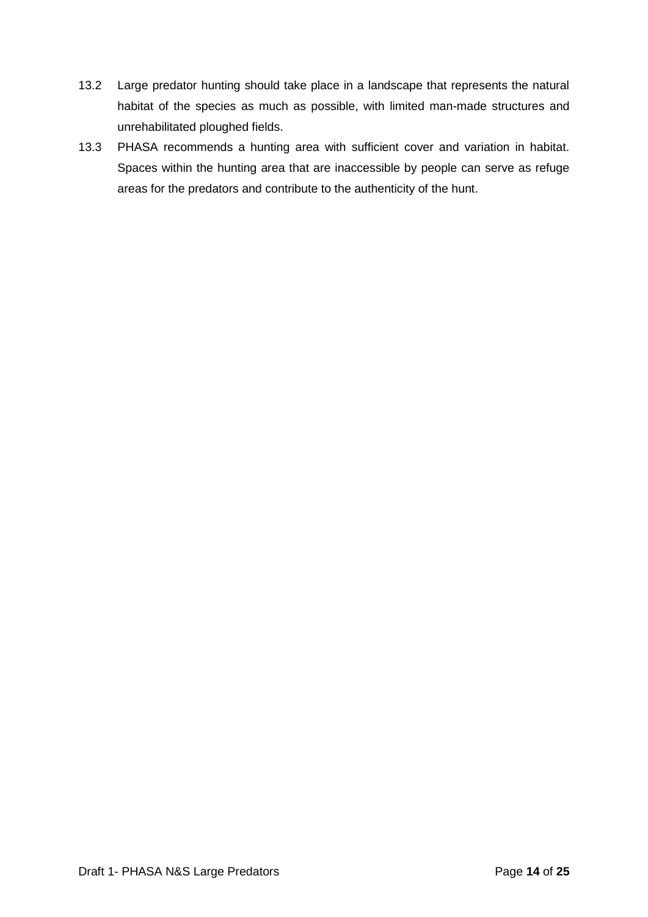13.2 Large predator hunting should take place in a landscape that represents the natural habitat of the species as much as possible, with limited man-made structures and unrehabilitated ploughed fields.

13.3 PHASA recommends a hunting area with sufficient cover and variation in habitat. Spaces within the hunting area that are inaccessible by people can serve as refuge areas for the predators and contribute to the authenticity of the hunt.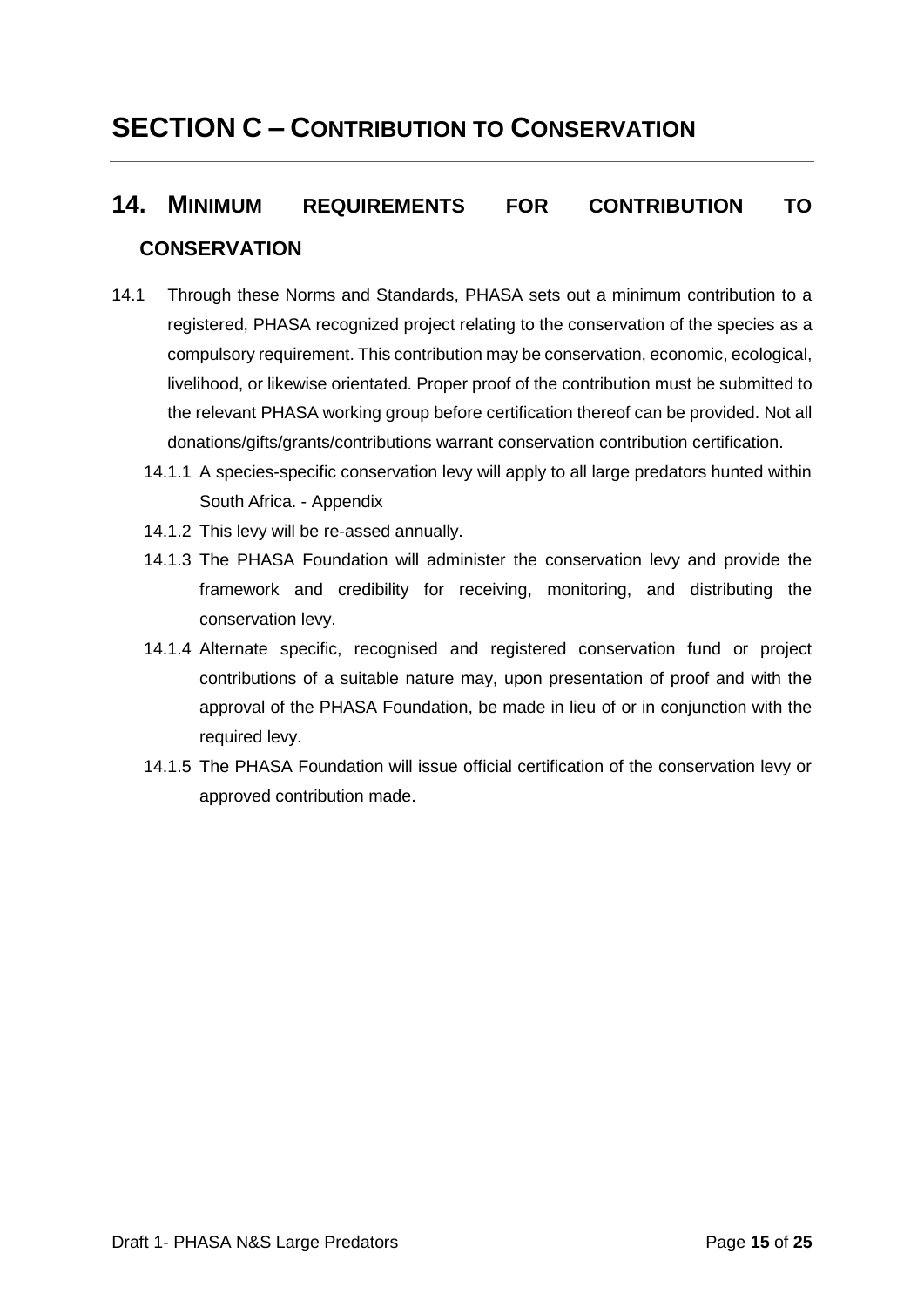# SECTION C – CONTRIBUTION TO CONSERVATION

## 14. MINIMUM REQUIREMENTS FOR CONTRIBUTION TO CONSERVATION

14.1 Through these Norms and Standards, PHASA sets out a minimum contribution to a registered, PHASA recognized project relating to the conservation of the species as a compulsory requirement. This contribution may be conservation, economic, ecological, livelihood, or likewise orientated. Proper proof of the contribution must be submitted to the relevant PHASA working group before certification thereof can be provided. Not all donations/gifts/grants/contributions warrant conservation contribution certification.

- 14.1.1 A species-specific conservation levy will apply to all large predators hunted within South Africa. - Appendix
- 14.1.2 This levy will be re-assed annually.
- 14.1.3 The PHASA Foundation will administer the conservation levy and provide the framework and credibility for receiving, monitoring, and distributing the conservation levy.
- 14.1.4 Alternate specific, recognised and registered conservation fund or project contributions of a suitable nature may, upon presentation of proof and with the approval of the PHASA Foundation, be made in lieu of or in conjunction with the required levy.
- 14.1.5 The PHASA Foundation will issue official certification of the conservation levy or approved contribution made.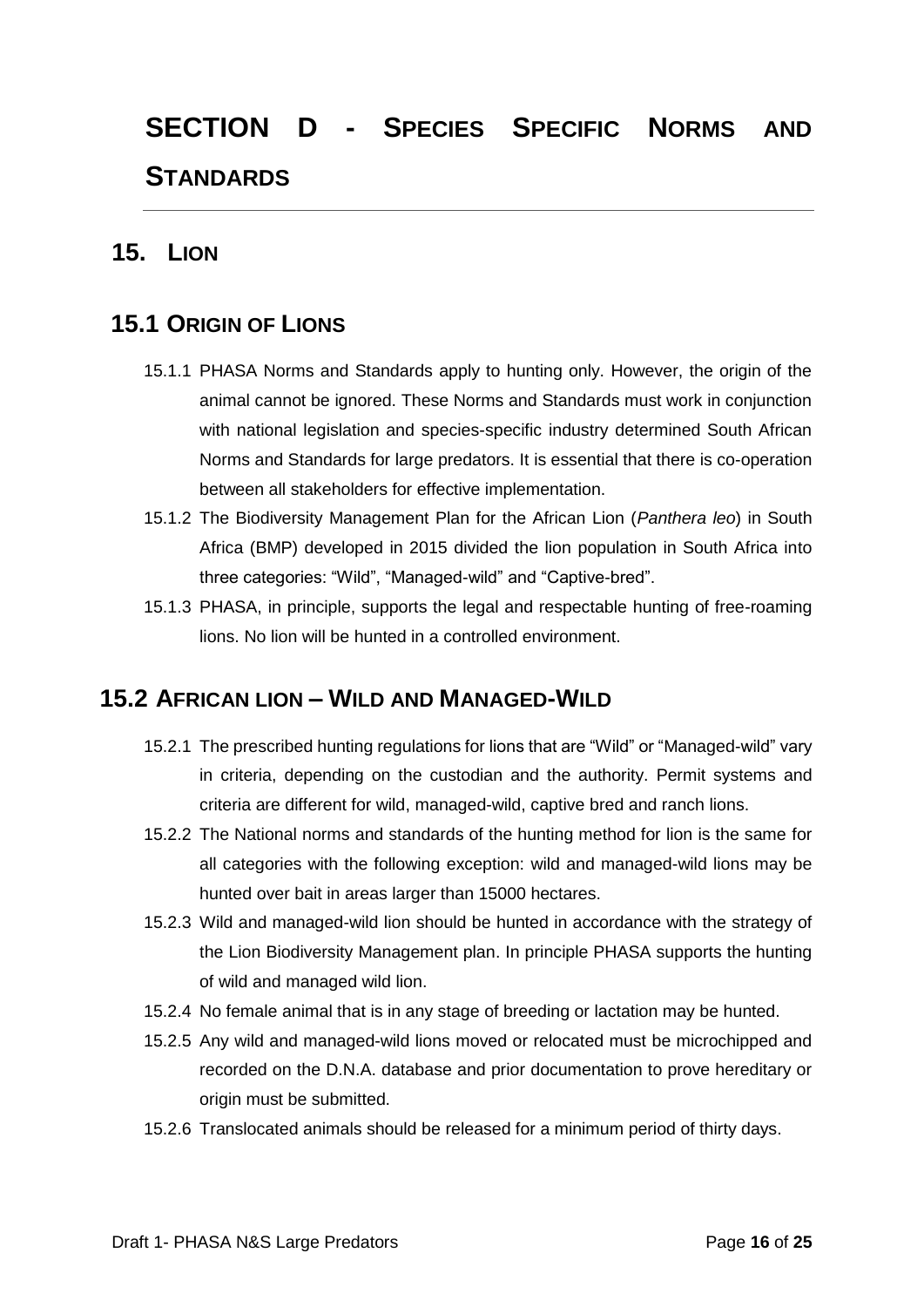# SECTION D - SPECIES SPECIFIC NORMS AND STANDARDS

## 15. LION

### 15.1 ORIGIN OF LIONS

15.1.1 PHASA Norms and Standards apply to hunting only. However, the origin of the animal cannot be ignored. These Norms and Standards must work in conjunction with national legislation and species-specific industry determined South African Norms and Standards for large predators. It is essential that there is co-operation between all stakeholders for effective implementation.

15.1.2 The Biodiversity Management Plan for the African Lion (*Panthera leo*) in South Africa (BMP) developed in 2015 divided the lion population in South Africa into three categories: "Wild", "Managed-wild" and "Captive-bred".

15.1.3 PHASA, in principle, supports the legal and respectable hunting of free-roaming lions. No lion will be hunted in a controlled environment.

### 15.2 AFRICAN LION – WILD AND MANAGED-WILD

15.2.1 The prescribed hunting regulations for lions that are "Wild" or "Managed-wild" vary in criteria, depending on the custodian and the authority. Permit systems and criteria are different for wild, managed-wild, captive bred and ranch lions.

15.2.2 The National norms and standards of the hunting method for lion is the same for all categories with the following exception: wild and managed-wild lions may be hunted over bait in areas larger than 15000 hectares.

15.2.3 Wild and managed-wild lion should be hunted in accordance with the strategy of the Lion Biodiversity Management plan. In principle PHASA supports the hunting of wild and managed wild lion.

15.2.4 No female animal that is in any stage of breeding or lactation may be hunted.

15.2.5 Any wild and managed-wild lions moved or relocated must be microchipped and recorded on the D.N.A. database and prior documentation to prove hereditary or origin must be submitted.

15.2.6 Translocated animals should be released for a minimum period of thirty days.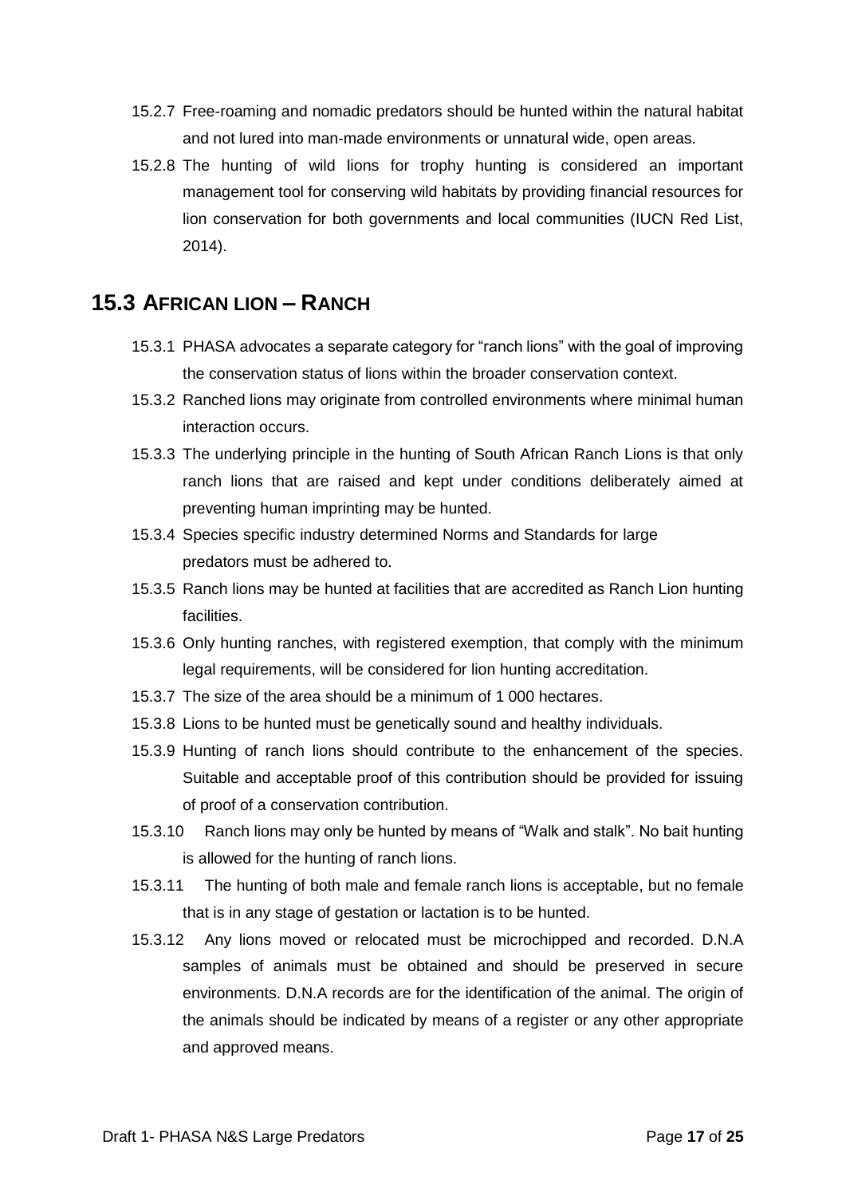15.2.7 Free-roaming and nomadic predators should be hunted within the natural habitat and not lured into man-made environments or unnatural wide, open areas.

15.2.8 The hunting of wild lions for trophy hunting is considered an important management tool for conserving wild habitats by providing financial resources for lion conservation for both governments and local communities (IUCN Red List, 2014).

## 15.3 AFRICAN LION – RANCH

15.3.1 PHASA advocates a separate category for "ranch lions" with the goal of improving the conservation status of lions within the broader conservation context.

15.3.2 Ranched lions may originate from controlled environments where minimal human interaction occurs.

15.3.3 The underlying principle in the hunting of South African Ranch Lions is that only ranch lions that are raised and kept under conditions deliberately aimed at preventing human imprinting may be hunted.

15.3.4 Species specific industry determined Norms and Standards for large predators must be adhered to.

15.3.5 Ranch lions may be hunted at facilities that are accredited as Ranch Lion hunting facilities.

15.3.6 Only hunting ranches, with registered exemption, that comply with the minimum legal requirements, will be considered for lion hunting accreditation.

15.3.7 The size of the area should be a minimum of 1 000 hectares.

15.3.8 Lions to be hunted must be genetically sound and healthy individuals.

15.3.9 Hunting of ranch lions should contribute to the enhancement of the species. Suitable and acceptable proof of this contribution should be provided for issuing of proof of a conservation contribution.

15.3.10 Ranch lions may only be hunted by means of "Walk and stalk". No bait hunting is allowed for the hunting of ranch lions.

15.3.11 The hunting of both male and female ranch lions is acceptable, but no female that is in any stage of gestation or lactation is to be hunted.

15.3.12 Any lions moved or relocated must be microchipped and recorded. D.N.A samples of animals must be obtained and should be preserved in secure environments. D.N.A records are for the identification of the animal. The origin of the animals should be indicated by means of a register or any other appropriate and approved means.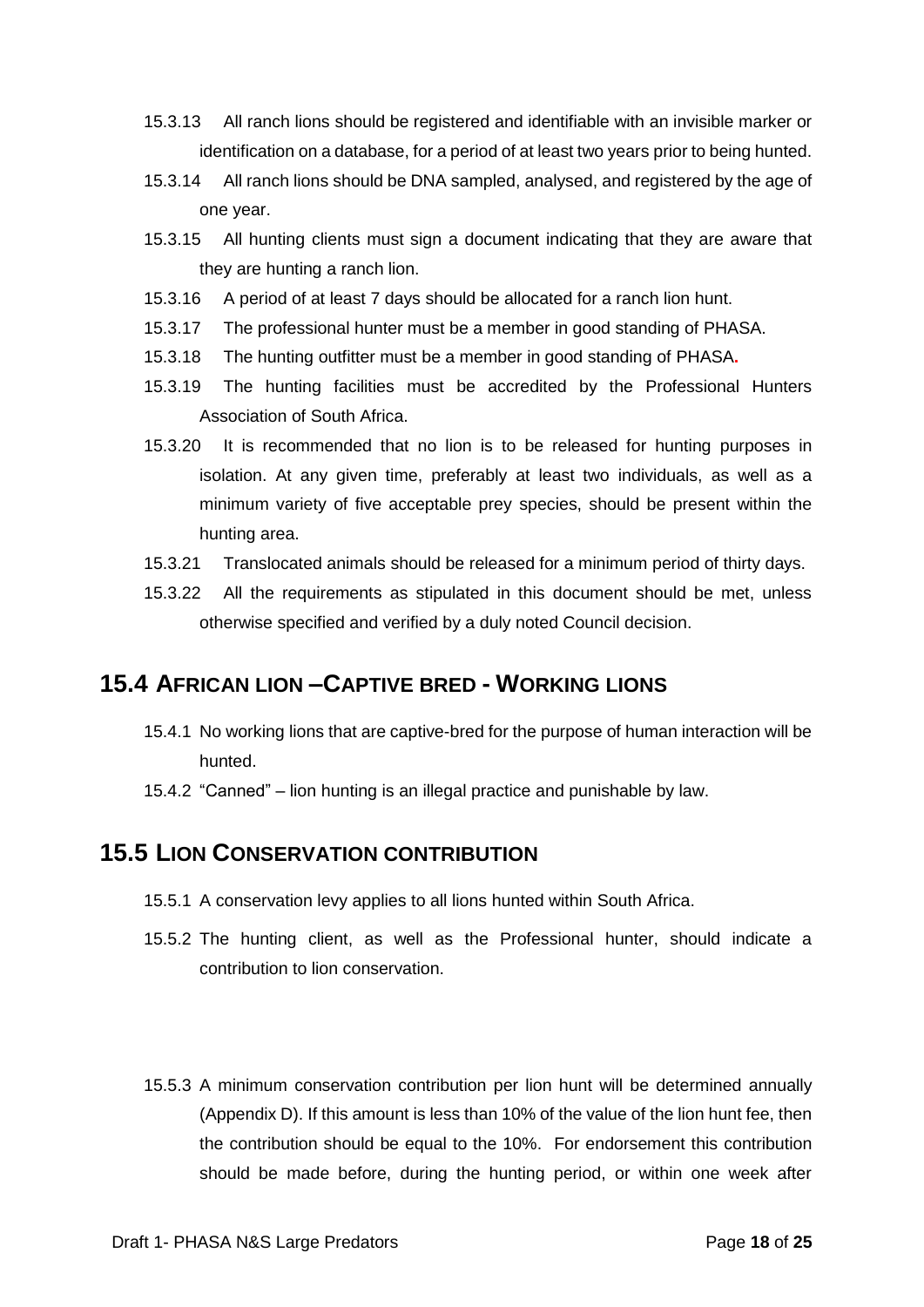15.3.13 All ranch lions should be registered and identifiable with an invisible marker or identification on a database, for a period of at least two years prior to being hunted.

15.3.14 All ranch lions should be DNA sampled, analysed, and registered by the age of one year.

15.3.15 All hunting clients must sign a document indicating that they are aware that they are hunting a ranch lion.

15.3.16 A period of at least 7 days should be allocated for a ranch lion hunt.

15.3.17 The professional hunter must be a member in good standing of PHASA.

15.3.18 The hunting outfitter must be a member in good standing of PHASA.

15.3.19 The hunting facilities must be accredited by the Professional Hunters Association of South Africa.

15.3.20 It is recommended that no lion is to be released for hunting purposes in isolation. At any given time, preferably at least two individuals, as well as a minimum variety of five acceptable prey species, should be present within the hunting area.

15.3.21 Translocated animals should be released for a minimum period of thirty days.

15.3.22 All the requirements as stipulated in this document should be met, unless otherwise specified and verified by a duly noted Council decision.

## 15.4 AFRICAN LION –CAPTIVE BRED - WORKING LIONS

15.4.1 No working lions that are captive-bred for the purpose of human interaction will be hunted.

15.4.2 "Canned" – lion hunting is an illegal practice and punishable by law.

## 15.5 LION CONSERVATION CONTRIBUTION

15.5.1 A conservation levy applies to all lions hunted within South Africa.

15.5.2 The hunting client, as well as the Professional hunter, should indicate a contribution to lion conservation.

15.5.3 A minimum conservation contribution per lion hunt will be determined annually (Appendix D). If this amount is less than 10% of the value of the lion hunt fee, then the contribution should be equal to the 10%. For endorsement this contribution should be made before, during the hunting period, or within one week after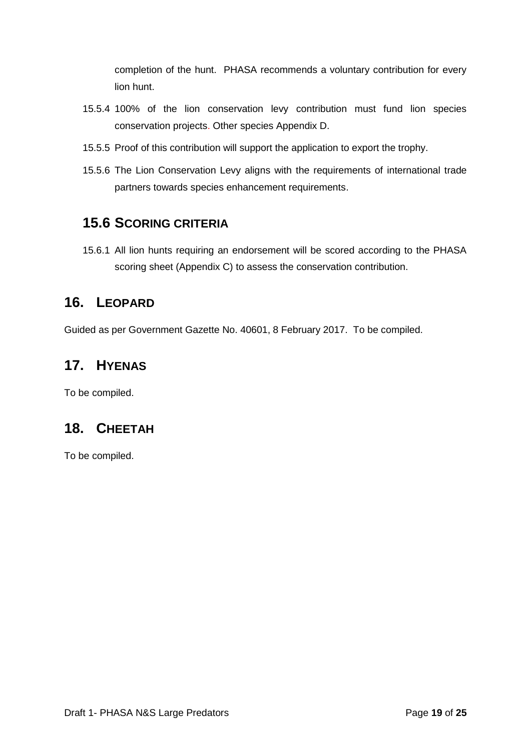completion of the hunt. PHASA recommends a voluntary contribution for every lion hunt.

15.5.4 100% of the lion conservation levy contribution must fund lion species conservation projects. Other species Appendix D.

15.5.5 Proof of this contribution will support the application to export the trophy.

15.5.6 The Lion Conservation Levy aligns with the requirements of international trade partners towards species enhancement requirements.

## 15.6 Scoring Criteria

15.6.1 All lion hunts requiring an endorsement will be scored according to the PHASA scoring sheet (Appendix C) to assess the conservation contribution.

# 16. Leopard

Guided as per Government Gazette No. 40601, 8 February 2017. To be compiled.

# 17. Hyenas

To be compiled.

# 18. Cheetah

To be compiled.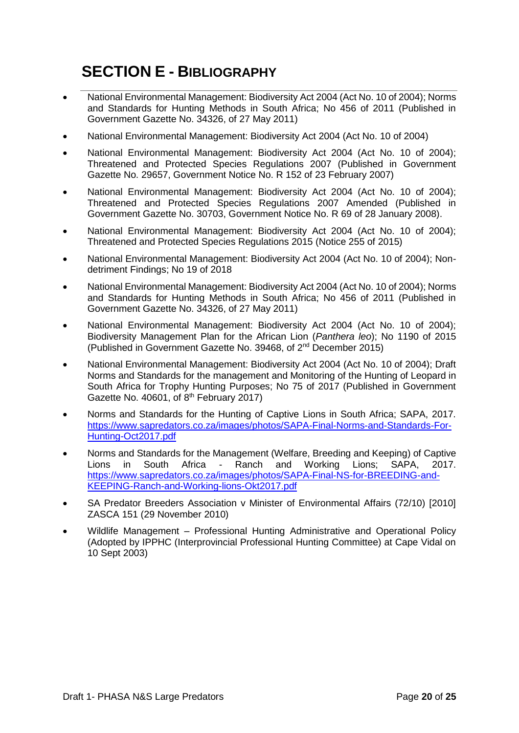# SECTION E - BIBLIOGRAPHY

- National Environmental Management: Biodiversity Act 2004 (Act No. 10 of 2004); Norms and Standards for Hunting Methods in South Africa; No 456 of 2011 (Published in Government Gazette No. 34326, of 27 May 2011)
- National Environmental Management: Biodiversity Act 2004 (Act No. 10 of 2004)
- National Environmental Management: Biodiversity Act 2004 (Act No. 10 of 2004); Threatened and Protected Species Regulations 2007 (Published in Government Gazette No. 29657, Government Notice No. R 152 of 23 February 2007)
- National Environmental Management: Biodiversity Act 2004 (Act No. 10 of 2004); Threatened and Protected Species Regulations 2007 Amended (Published in Government Gazette No. 30703, Government Notice No. R 69 of 28 January 2008).
- National Environmental Management: Biodiversity Act 2004 (Act No. 10 of 2004); Threatened and Protected Species Regulations 2015 (Notice 255 of 2015)
- National Environmental Management: Biodiversity Act 2004 (Act No. 10 of 2004); Non-detriment Findings; No 19 of 2018
- National Environmental Management: Biodiversity Act 2004 (Act No. 10 of 2004); Norms and Standards for Hunting Methods in South Africa; No 456 of 2011 (Published in Government Gazette No. 34326, of 27 May 2011)
- National Environmental Management: Biodiversity Act 2004 (Act No. 10 of 2004); Biodiversity Management Plan for the African Lion (*Panthera leo*); No 1190 of 2015 (Published in Government Gazette No. 39468, of 2nd December 2015)
- National Environmental Management: Biodiversity Act 2004 (Act No. 10 of 2004); Draft Norms and Standards for the management and Monitoring of the Hunting of Leopard in South Africa for Trophy Hunting Purposes; No 75 of 2017 (Published in Government Gazette No. 40601, of 8th February 2017)
- Norms and Standards for the Hunting of Captive Lions in South Africa; SAPA, 2017. https://www.sapredators.co.za/images/photos/SAPA-Final-Norms-and-Standards-For-Hunting-Oct2017.pdf
- Norms and Standards for the Management (Welfare, Breeding and Keeping) of Captive Lions in South Africa - Ranch and Working Lions; SAPA, 2017. https://www.sapredators.co.za/images/photos/SAPA-Final-NS-for-BREEDING-and-KEEPING-Ranch-and-Working-lions-Okt2017.pdf
- SA Predator Breeders Association v Minister of Environmental Affairs (72/10) [2010] ZASCA 151 (29 November 2010)
- Wildlife Management – Professional Hunting Administrative and Operational Policy (Adopted by IPPHC (Interprovincial Professional Hunting Committee) at Cape Vidal on 10 Sept 2003)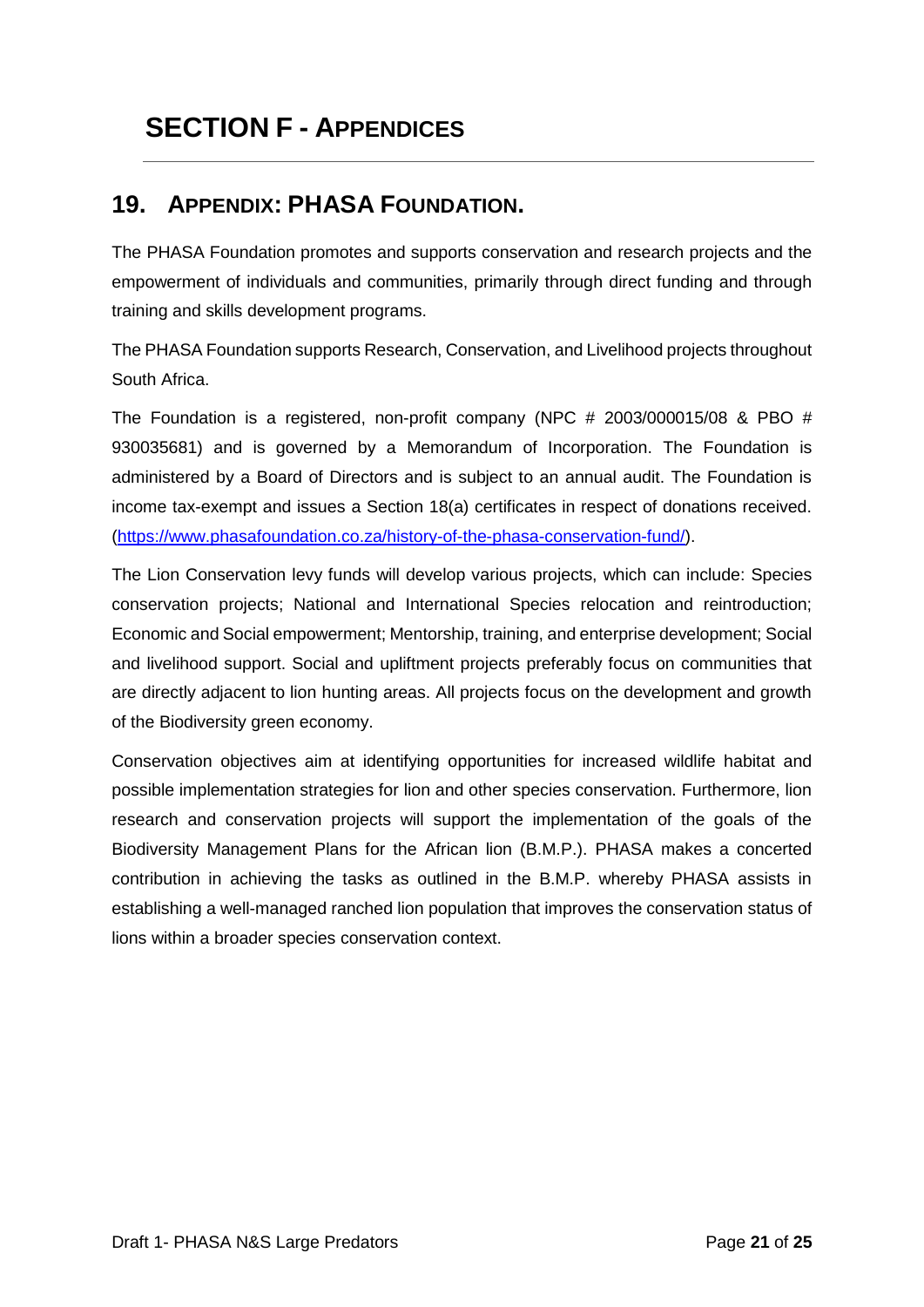# SECTION F - APPENDICES

## 19. APPENDIX: PHASA FOUNDATION.

The PHASA Foundation promotes and supports conservation and research projects and the empowerment of individuals and communities, primarily through direct funding and through training and skills development programs.

The PHASA Foundation supports Research, Conservation, and Livelihood projects throughout South Africa.

The Foundation is a registered, non-profit company (NPC # 2003/000015/08 & PBO # 930035681) and is governed by a Memorandum of Incorporation. The Foundation is administered by a Board of Directors and is subject to an annual audit. The Foundation is income tax-exempt and issues a Section 18(a) certificates in respect of donations received. (https://www.phasafoundation.co.za/history-of-the-phasa-conservation-fund/).

The Lion Conservation levy funds will develop various projects, which can include: Species conservation projects; National and International Species relocation and reintroduction; Economic and Social empowerment; Mentorship, training, and enterprise development; Social and livelihood support. Social and upliftment projects preferably focus on communities that are directly adjacent to lion hunting areas. All projects focus on the development and growth of the Biodiversity green economy.

Conservation objectives aim at identifying opportunities for increased wildlife habitat and possible implementation strategies for lion and other species conservation. Furthermore, lion research and conservation projects will support the implementation of the goals of the Biodiversity Management Plans for the African lion (B.M.P.). PHASA makes a concerted contribution in achieving the tasks as outlined in the B.M.P. whereby PHASA assists in establishing a well-managed ranched lion population that improves the conservation status of lions within a broader species conservation context.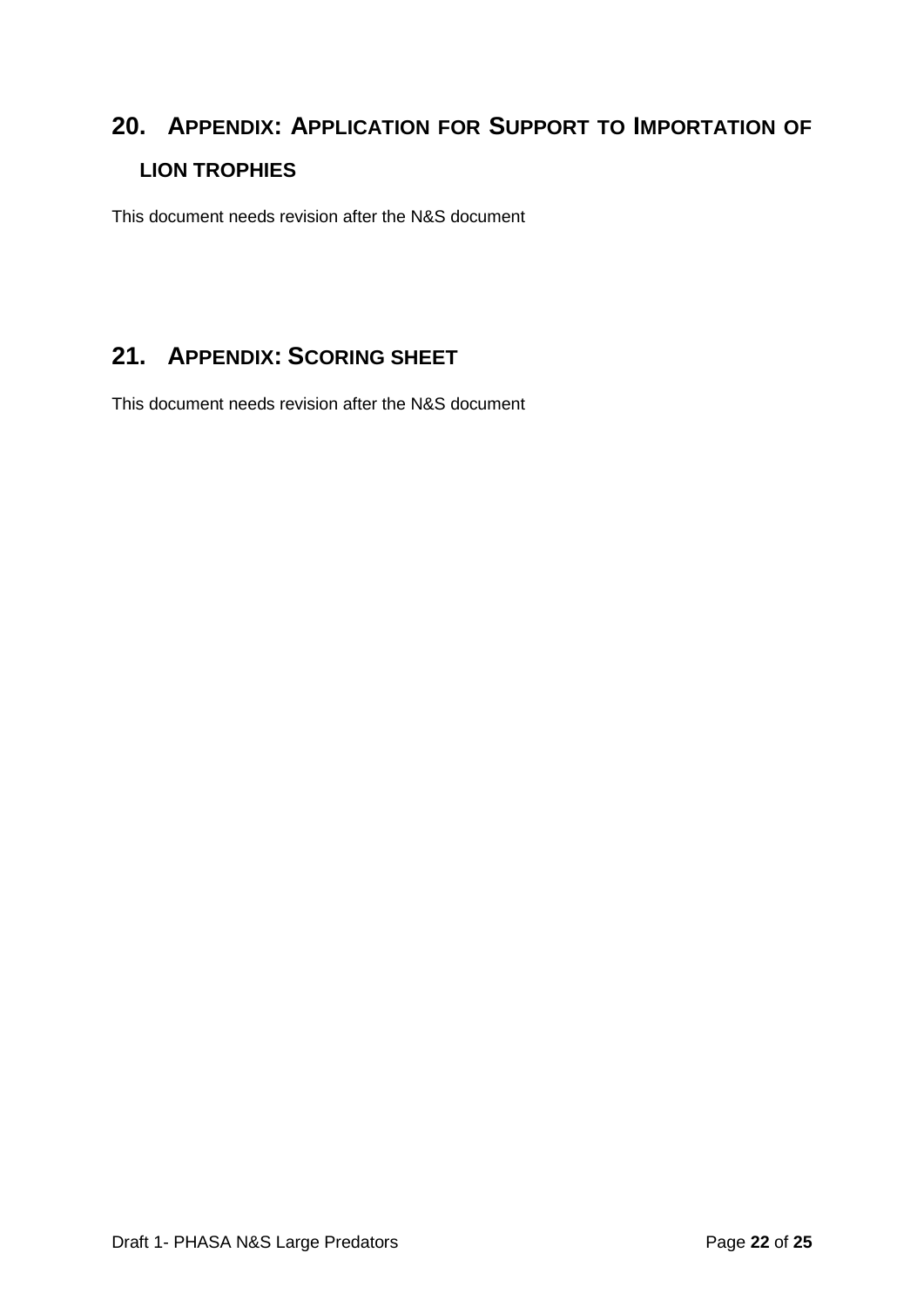## 20. APPENDIX: APPLICATION FOR SUPPORT TO IMPORTATION OF LION TROPHIES

This document needs revision after the N&S document

## 21. APPENDIX: SCORING SHEET

This document needs revision after the N&S document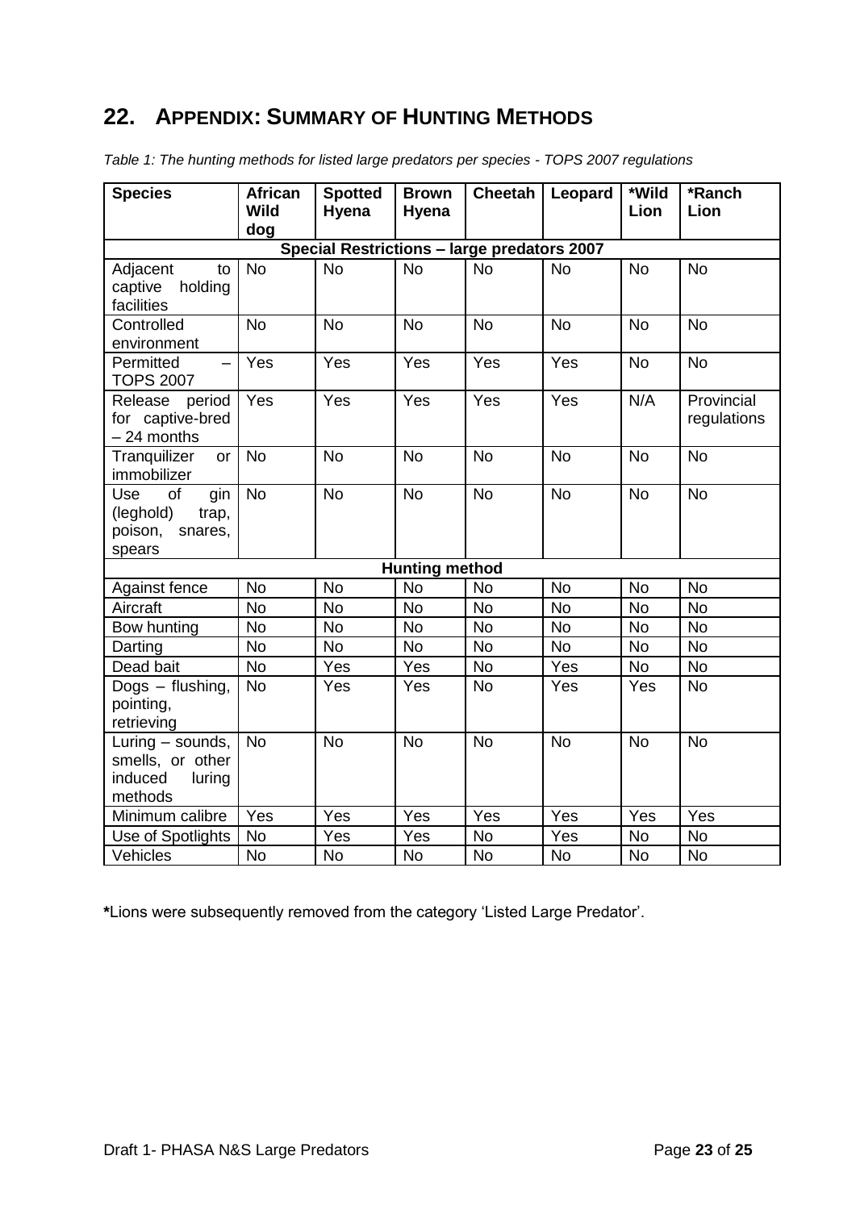## 22. APPENDIX: SUMMARY OF HUNTING METHODS

*Table 1: The hunting methods for listed large predators per species - TOPS 2007 regulations*

| Species | African Wild dog | Spotted Hyena | Brown Hyena | Cheetah | Leopard | *Wild Lion | *Ranch Lion |
|---|---|---|---|---|---|---|---|
| **Special Restrictions – large predators 2007** | | | | | | | |
| Adjacent to captive holding facilities | No | No | No | No | No | No | No |
| Controlled environment | No | No | No | No | No | No | No |
| Permitted – TOPS 2007 | Yes | Yes | Yes | Yes | Yes | No | No |
| Release period for captive-bred – 24 months | Yes | Yes | Yes | Yes | Yes | N/A | Provincial regulations |
| Tranquilizer or immobilizer | No | No | No | No | No | No | No |
| Use of gin (leghold) trap, poison, snares, spears | No | No | No | No | No | No | No |
| **Hunting method** | | | | | | | |
| Against fence | No | No | No | No | No | No | No |
| Aircraft | No | No | No | No | No | No | No |
| Bow hunting | No | No | No | No | No | No | No |
| Darting | No | No | No | No | No | No | No |
| Dead bait | No | Yes | Yes | No | Yes | No | No |
| Dogs – flushing, pointing, retrieving | No | Yes | Yes | No | Yes | Yes | No |
| Luring – sounds, smells, or other induced luring methods | No | No | No | No | No | No | No |
| Minimum calibre | Yes | Yes | Yes | Yes | Yes | Yes | Yes |
| Use of Spotlights | No | Yes | Yes | No | Yes | No | No |
| Vehicles | No | No | No | No | No | No | No |

**\***Lions were subsequently removed from the category 'Listed Large Predator'.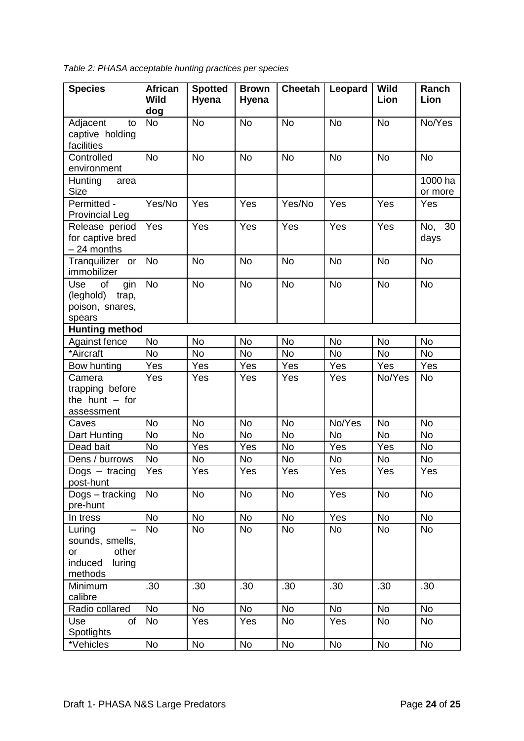*Table 2: PHASA acceptable hunting practices per species*

| Species | African Wild dog | Spotted Hyena | Brown Hyena | Cheetah | Leopard | Wild Lion | Ranch Lion |
|---|---|---|---|---|---|---|---|
| Adjacent to captive holding facilities | No | No | No | No | No | No | No/Yes |
| Controlled environment | No | No | No | No | No | No | No |
| Hunting area Size | | | | | | | 1000 ha or more |
| Permitted - Provincial Leg | Yes/No | Yes | Yes | Yes/No | Yes | Yes | Yes |
| Release period for captive bred – 24 months | Yes | Yes | Yes | Yes | Yes | Yes | No, 30 days |
| Tranquilizer or immobilizer | No | No | No | No | No | No | No |
| Use of gin (leghold) trap, poison, snares, spears | No | No | No | No | No | No | No |
| **Hunting method** | | | | | | | |
| Against fence | No | No | No | No | No | No | No |
| *Aircraft | No | No | No | No | No | No | No |
| Bow hunting | Yes | Yes | Yes | Yes | Yes | Yes | Yes |
| Camera trapping before the hunt – for assessment | Yes | Yes | Yes | Yes | Yes | No/Yes | No |
| Caves | No | No | No | No | No/Yes | No | No |
| Dart Hunting | No | No | No | No | No | No | No |
| Dead bait | No | Yes | Yes | No | Yes | Yes | No |
| Dens / burrows | No | No | No | No | No | No | No |
| Dogs – tracing post-hunt | Yes | Yes | Yes | Yes | Yes | Yes | Yes |
| Dogs – tracking pre-hunt | No | No | No | No | Yes | No | No |
| In tress | No | No | No | No | Yes | No | No |
| Luring – sounds, smells, or other induced luring methods | No | No | No | No | No | No | No |
| Minimum calibre | .30 | .30 | .30 | .30 | .30 | .30 | .30 |
| Radio collared | No | No | No | No | No | No | No |
| Use of Spotlights | No | Yes | Yes | No | Yes | No | No |
| *Vehicles | No | No | No | No | No | No | No |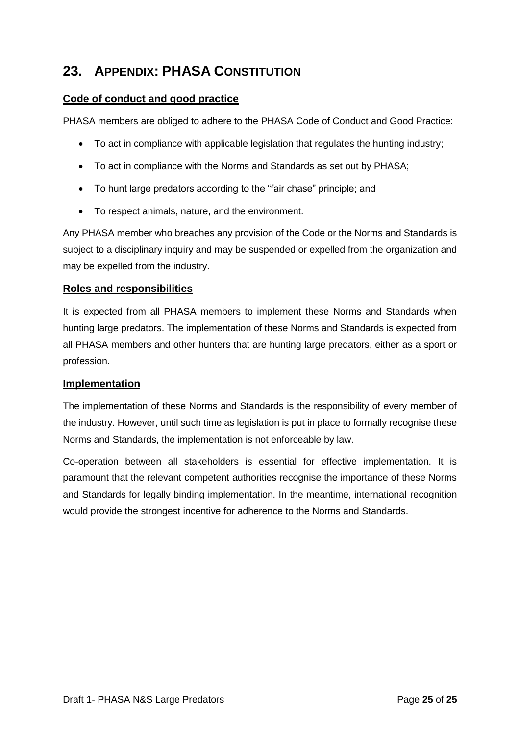# 23. APPENDIX: PHASA CONSTITUTION

## Code of conduct and good practice

PHASA members are obliged to adhere to the PHASA Code of Conduct and Good Practice:

- To act in compliance with applicable legislation that regulates the hunting industry;
- To act in compliance with the Norms and Standards as set out by PHASA;
- To hunt large predators according to the "fair chase" principle; and
- To respect animals, nature, and the environment.

Any PHASA member who breaches any provision of the Code or the Norms and Standards is subject to a disciplinary inquiry and may be suspended or expelled from the organization and may be expelled from the industry.

## Roles and responsibilities

It is expected from all PHASA members to implement these Norms and Standards when hunting large predators. The implementation of these Norms and Standards is expected from all PHASA members and other hunters that are hunting large predators, either as a sport or profession.

## Implementation

The implementation of these Norms and Standards is the responsibility of every member of the industry. However, until such time as legislation is put in place to formally recognise these Norms and Standards, the implementation is not enforceable by law.

Co-operation between all stakeholders is essential for effective implementation. It is paramount that the relevant competent authorities recognise the importance of these Norms and Standards for legally binding implementation. In the meantime, international recognition would provide the strongest incentive for adherence to the Norms and Standards.